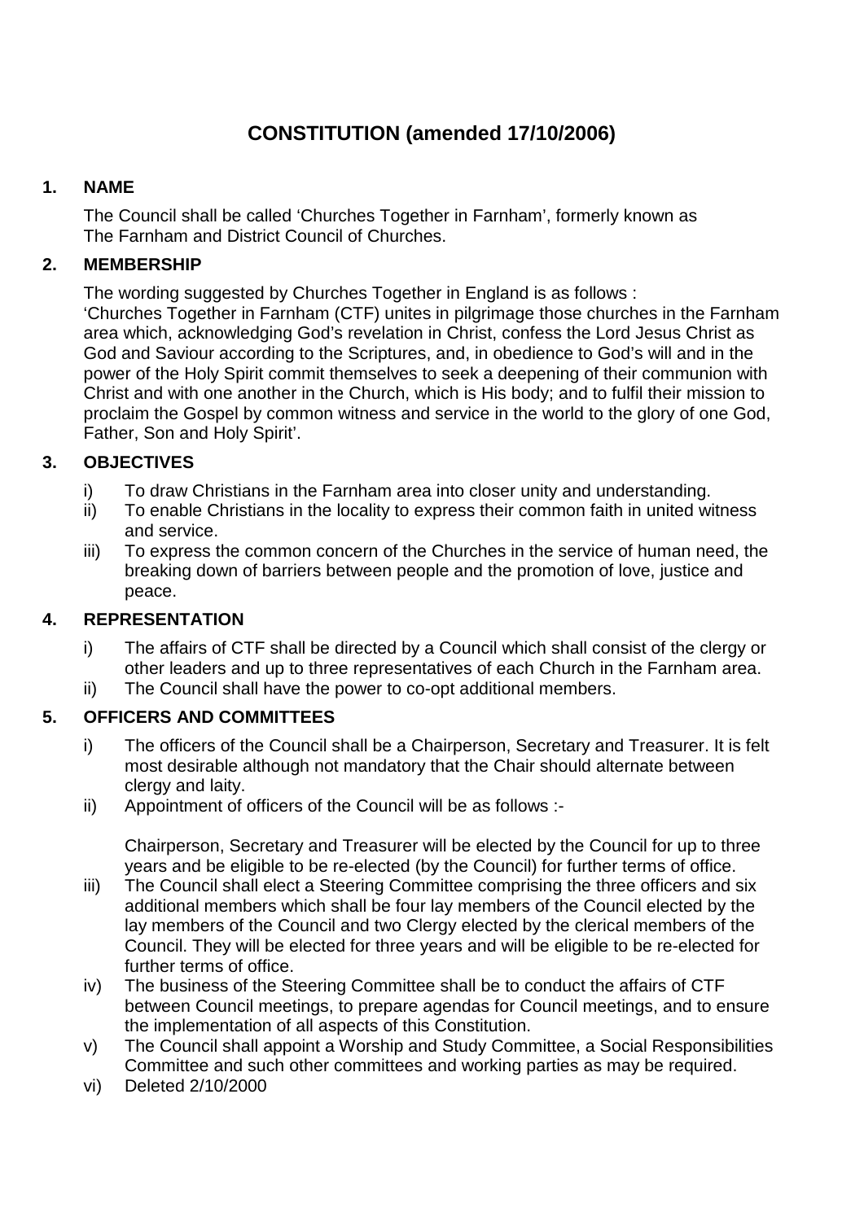# CONSTITUTION (amended 17/10/2006)

## 1. NAME

The Council shall be called 'Churches Together in Farnham', formerly known as The Farnham and District Council of Churches.

## 2. MEMBERSHIP

The wording suggested by Churches Together in England is as follows :
'Churches Together in Farnham (CTF) unites in pilgrimage those churches in the Farnham area which, acknowledging God's revelation in Christ, confess the Lord Jesus Christ as God and Saviour according to the Scriptures, and, in obedience to God's will and in the power of the Holy Spirit commit themselves to seek a deepening of their communion with Christ and with one another in the Church, which is His body; and to fulfil their mission to proclaim the Gospel by common witness and service in the world to the glory of one God, Father, Son and Holy Spirit'.

## 3. OBJECTIVES

i) To draw Christians in the Farnham area into closer unity and understanding.
ii) To enable Christians in the locality to express their common faith in united witness and service.
iii) To express the common concern of the Churches in the service of human need, the breaking down of barriers between people and the promotion of love, justice and peace.

## 4. REPRESENTATION

i) The affairs of CTF shall be directed by a Council which shall consist of the clergy or other leaders and up to three representatives of each Church in the Farnham area.
ii) The Council shall have the power to co-opt additional members.

## 5. OFFICERS AND COMMITTEES

i) The officers of the Council shall be a Chairperson, Secretary and Treasurer. It is felt most desirable although not mandatory that the Chair should alternate between clergy and laity.
ii) Appointment of officers of the Council will be as follows :-

   Chairperson, Secretary and Treasurer will be elected by the Council for up to three years and be eligible to be re-elected (by the Council) for further terms of office.
iii) The Council shall elect a Steering Committee comprising the three officers and six additional members which shall be four lay members of the Council elected by the lay members of the Council and two Clergy elected by the clerical members of the Council. They will be elected for three years and will be eligible to be re-elected for further terms of office.
iv) The business of the Steering Committee shall be to conduct the affairs of CTF between Council meetings, to prepare agendas for Council meetings, and to ensure the implementation of all aspects of this Constitution.
v) The Council shall appoint a Worship and Study Committee, a Social Responsibilities Committee and such other committees and working parties as may be required.
vi) Deleted 2/10/2000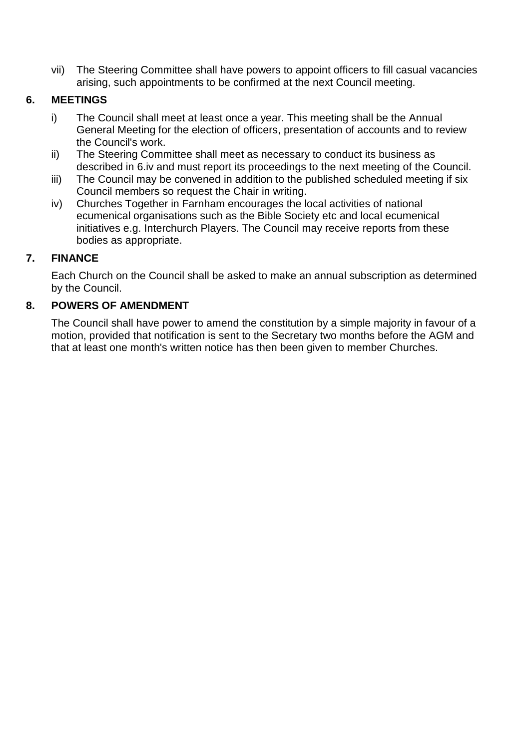vii) The Steering Committee shall have powers to appoint officers to fill casual vacancies arising, such appointments to be confirmed at the next Council meeting.

## 6. MEETINGS

i) The Council shall meet at least once a year. This meeting shall be the Annual General Meeting for the election of officers, presentation of accounts and to review the Council's work.

ii) The Steering Committee shall meet as necessary to conduct its business as described in 6.iv and must report its proceedings to the next meeting of the Council.

iii) The Council may be convened in addition to the published scheduled meeting if six Council members so request the Chair in writing.

iv) Churches Together in Farnham encourages the local activities of national ecumenical organisations such as the Bible Society etc and local ecumenical initiatives e.g. Interchurch Players. The Council may receive reports from these bodies as appropriate.

## 7. FINANCE

Each Church on the Council shall be asked to make an annual subscription as determined by the Council.

## 8. POWERS OF AMENDMENT

The Council shall have power to amend the constitution by a simple majority in favour of a motion, provided that notification is sent to the Secretary two months before the AGM and that at least one month's written notice has then been given to member Churches.